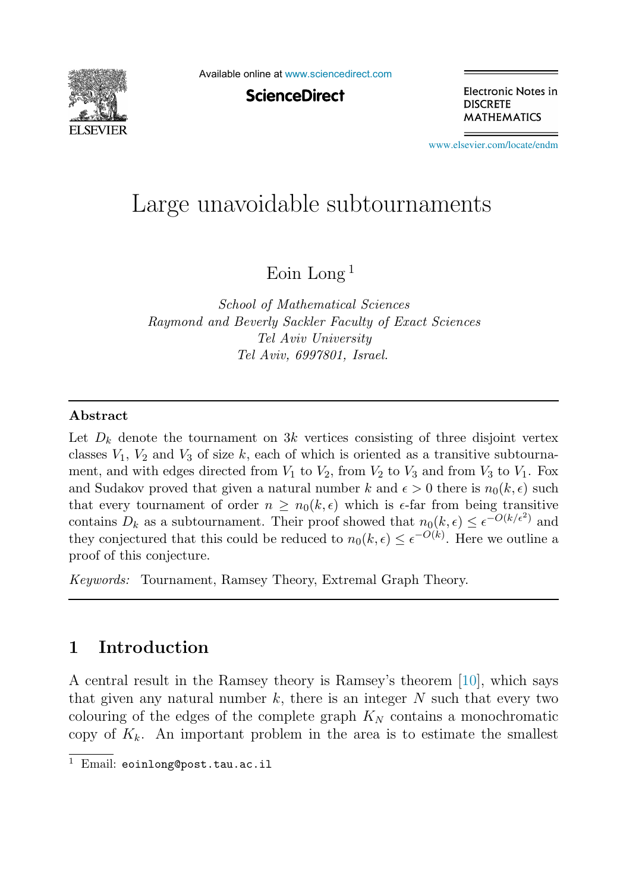# Large unavoidable subtournaments

Eoin Long [1]

*School of Mathematical Sciences*
*Raymond and Beverly Sackler Faculty of Exact Sciences*
*Tel Aviv University*
*Tel Aviv, 6997801, Israel.*

## Abstract

Let $D_k$ denote the tournament on $3k$ vertices consisting of three disjoint vertex classes $V_1$, $V_2$ and $V_3$ of size $k$, each of which is oriented as a transitive subtournament, and with edges directed from $V_1$ to $V_2$, from $V_2$ to $V_3$ and from $V_3$ to $V_1$. Fox and Sudakov proved that given a natural number $k$ and $\epsilon > 0$ there is $n_0(k, \epsilon)$ such that every tournament of order $n \geq n_0(k, \epsilon)$ which is $\epsilon$-far from being transitive contains $D_k$ as a subtournament. Their proof showed that $n_0(k, \epsilon) \leq \epsilon^{-O(k/\epsilon^2)}$ and they conjectured that this could be reduced to $n_0(k, \epsilon) \leq \epsilon^{-O(k)}$. Here we outline a proof of this conjecture.

*Keywords:* Tournament, Ramsey Theory, Extremal Graph Theory.

## 1 Introduction

A central result in the Ramsey theory is Ramsey's theorem [10], which says that given any natural number $k$, there is an integer $N$ such that every two colouring of the edges of the complete graph $K_N$ contains a monochromatic copy of $K_k$. An important problem in the area is to estimate the smallest

---

[1] Email: `eoinlong@post.tau.ac.il`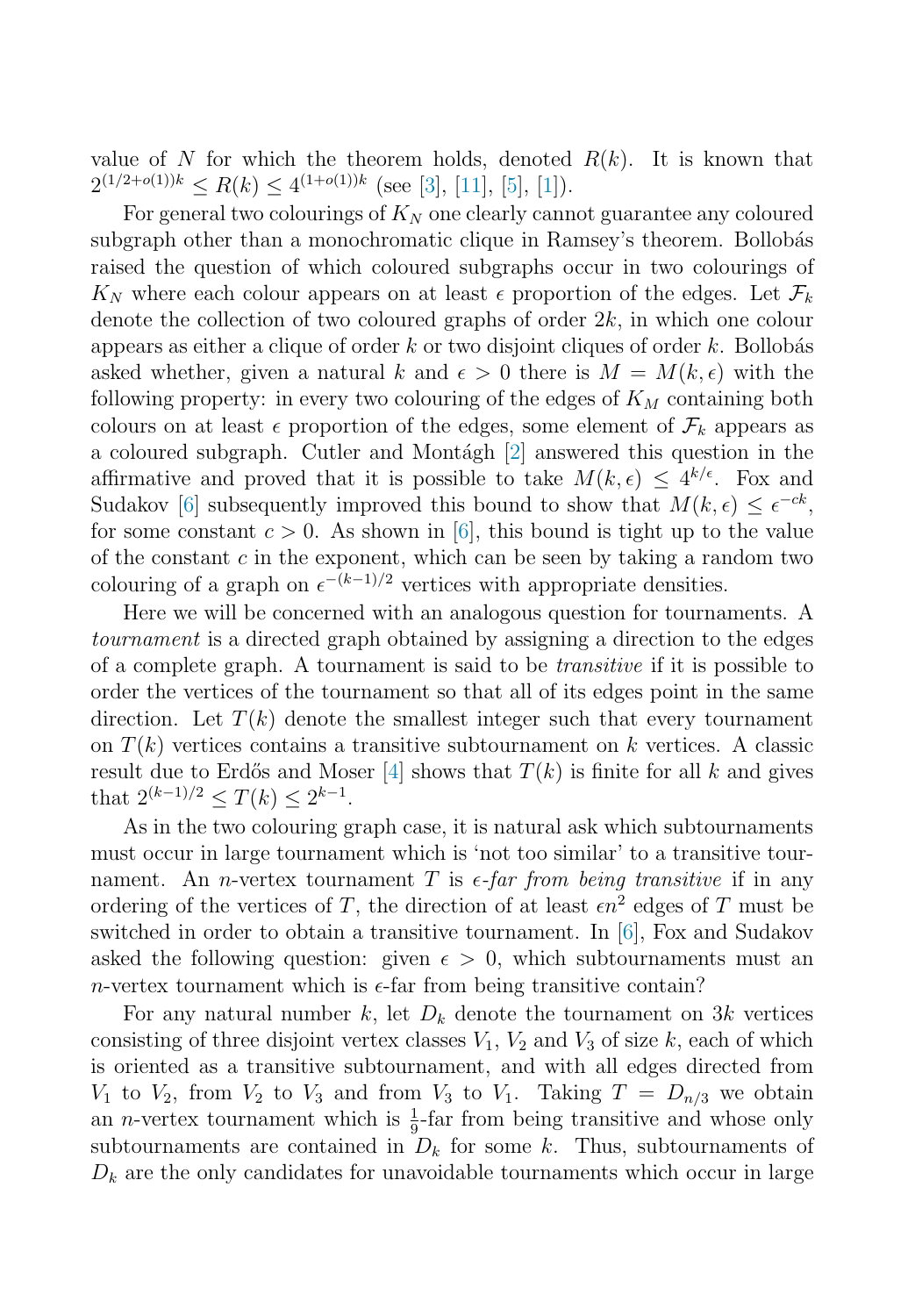value of $N$ for which the theorem holds, denoted $R(k)$. It is known that $2^{(1/2+o(1))k} \leq R(k) \leq 4^{(1+o(1))k}$ (see [3], [11], [5], [1]).

For general two colourings of $K_N$ one clearly cannot guarantee any coloured subgraph other than a monochromatic clique in Ramsey's theorem. Bollobás raised the question of which coloured subgraphs occur in two colourings of $K_N$ where each colour appears on at least $\epsilon$ proportion of the edges. Let $\mathcal{F}_k$ denote the collection of two coloured graphs of order $2k$, in which one colour appears as either a clique of order $k$ or two disjoint cliques of order $k$. Bollobás asked whether, given a natural $k$ and $\epsilon > 0$ there is $M = M(k, \epsilon)$ with the following property: in every two colouring of the edges of $K_M$ containing both colours on at least $\epsilon$ proportion of the edges, some element of $\mathcal{F}_k$ appears as a coloured subgraph. Cutler and Montágh [2] answered this question in the affirmative and proved that it is possible to take $M(k, \epsilon) \leq 4^{k/\epsilon}$. Fox and Sudakov [6] subsequently improved this bound to show that $M(k, \epsilon) \leq \epsilon^{-ck}$, for some constant $c > 0$. As shown in [6], this bound is tight up to the value of the constant $c$ in the exponent, which can be seen by taking a random two colouring of a graph on $\epsilon^{-(k-1)/2}$ vertices with appropriate densities.

Here we will be concerned with an analogous question for tournaments. A *tournament* is a directed graph obtained by assigning a direction to the edges of a complete graph. A tournament is said to be *transitive* if it is possible to order the vertices of the tournament so that all of its edges point in the same direction. Let $T(k)$ denote the smallest integer such that every tournament on $T(k)$ vertices contains a transitive subtournament on $k$ vertices. A classic result due to Erdős and Moser [4] shows that $T(k)$ is finite for all $k$ and gives that $2^{(k-1)/2} \leq T(k) \leq 2^{k-1}$.

As in the two colouring graph case, it is natural ask which subtournaments must occur in large tournament which is 'not too similar' to a transitive tournament. An $n$-vertex tournament $T$ is *$\epsilon$-far from being transitive* if in any ordering of the vertices of $T$, the direction of at least $\epsilon n^2$ edges of $T$ must be switched in order to obtain a transitive tournament. In [6], Fox and Sudakov asked the following question: given $\epsilon > 0$, which subtournaments must an $n$-vertex tournament which is $\epsilon$-far from being transitive contain?

For any natural number $k$, let $D_k$ denote the tournament on $3k$ vertices consisting of three disjoint vertex classes $V_1$, $V_2$ and $V_3$ of size $k$, each of which is oriented as a transitive subtournament, and with all edges directed from $V_1$ to $V_2$, from $V_2$ to $V_3$ and from $V_3$ to $V_1$. Taking $T = D_{n/3}$ we obtain an $n$-vertex tournament which is $\frac{1}{9}$-far from being transitive and whose only subtournaments are contained in $D_k$ for some $k$. Thus, subtournaments of $D_k$ are the only candidates for unavoidable tournaments which occur in large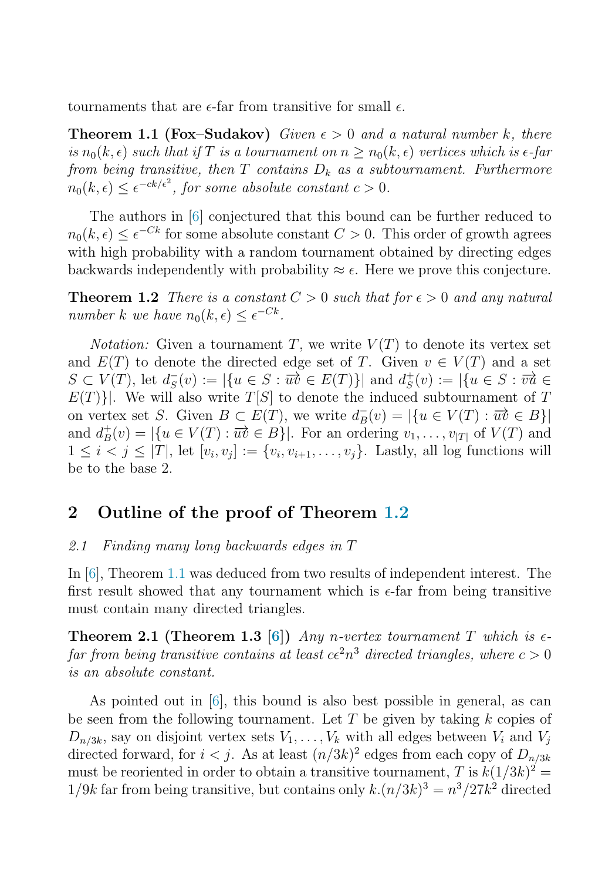tournaments that are $\epsilon$-far from transitive for small $\epsilon$.

**Theorem 1.1 (Fox–Sudakov)** *Given $\epsilon > 0$ and a natural number $k$, there is $n_0(k,\epsilon)$ such that if $T$ is a tournament on $n \geq n_0(k,\epsilon)$ vertices which is $\epsilon$-far from being transitive, then $T$ contains $D_k$ as a subtournament. Furthermore $n_0(k,\epsilon) \leq \epsilon^{-ck/\epsilon^2}$, for some absolute constant $c > 0$.*

The authors in [6] conjectured that this bound can be further reduced to $n_0(k,\epsilon) \leq \epsilon^{-Ck}$ for some absolute constant $C > 0$. This order of growth agrees with high probability with a random tournament obtained by directing edges backwards independently with probability $\approx \epsilon$. Here we prove this conjecture.

**Theorem 1.2** *There is a constant $C > 0$ such that for $\epsilon > 0$ and any natural number $k$ we have $n_0(k,\epsilon) \leq \epsilon^{-Ck}$.*

*Notation:* Given a tournament $T$, we write $V(T)$ to denote its vertex set and $E(T)$ to denote the directed edge set of $T$. Given $v \in V(T)$ and a set $S \subset V(T)$, let $d^-_S(v) := |\{u \in S : \overrightarrow{uv} \in E(T)\}|$ and $d^+_S(v) := |\{u \in S : \overrightarrow{vu} \in E(T)\}|$. We will also write $T[S]$ to denote the induced subtournament of $T$ on vertex set $S$. Given $B \subset E(T)$, we write $d^-_B(v) = |\{u \in V(T) : \overrightarrow{uv} \in B\}|$ and $d^+_B(v) = |\{u \in V(T) : \overrightarrow{uv} \in B\}|$. For an ordering $v_1, \ldots, v_{|T|}$ of $V(T)$ and $1 \leq i < j \leq |T|$, let $[v_i, v_j] := \{v_i, v_{i+1}, \ldots, v_j\}$. Lastly, all log functions will be to the base 2.

## 2 Outline of the proof of Theorem 1.2

### 2.1 Finding many long backwards edges in $T$

In [6], Theorem 1.1 was deduced from two results of independent interest. The first result showed that any tournament which is $\epsilon$-far from being transitive must contain many directed triangles.

**Theorem 2.1 (Theorem 1.3 [6])** *Any $n$-vertex tournament $T$ which is $\epsilon$-far from being transitive contains at least $c\epsilon^2 n^3$ directed triangles, where $c > 0$ is an absolute constant.*

As pointed out in [6], this bound is also best possible in general, as can be seen from the following tournament. Let $T$ be given by taking $k$ copies of $D_{n/3k}$, say on disjoint vertex sets $V_1, \ldots, V_k$ with all edges between $V_i$ and $V_j$ directed forward, for $i < j$. As at least $(n/3k)^2$ edges from each copy of $D_{n/3k}$ must be reoriented in order to obtain a transitive tournament, $T$ is $k(1/3k)^2 = 1/9k$ far from being transitive, but contains only $k.(n/3k)^3 = n^3/27k^2$ directed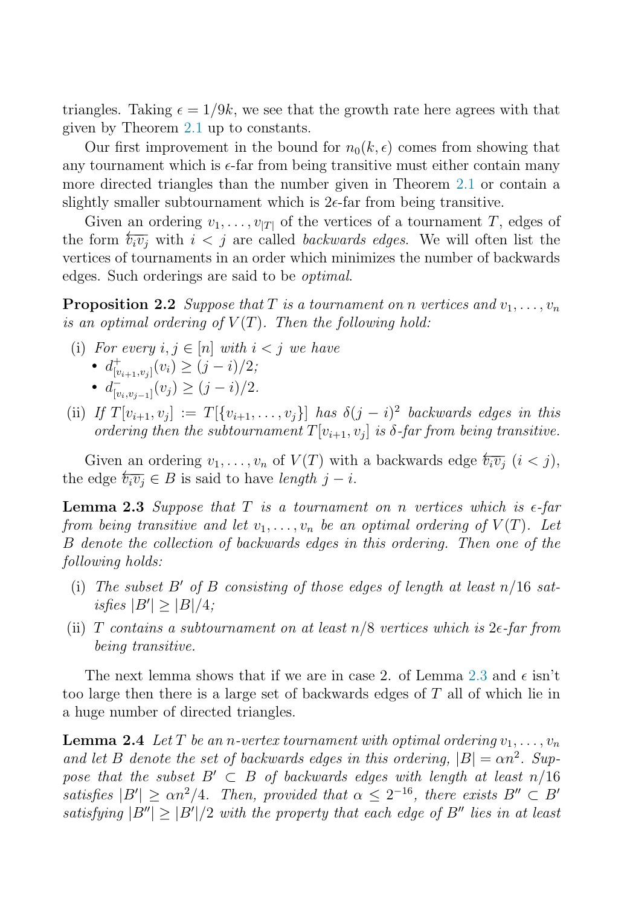triangles. Taking $\epsilon = 1/9k$, we see that the growth rate here agrees with that given by Theorem 2.1 up to constants.

Our first improvement in the bound for $n_0(k, \epsilon)$ comes from showing that any tournament which is $\epsilon$-far from being transitive must either contain many more directed triangles than the number given in Theorem 2.1 or contain a slightly smaller subtournament which is $2\epsilon$-far from being transitive.

Given an ordering $v_1, \ldots, v_{|T|}$ of the vertices of a tournament $T$, edges of the form $\overleftarrow{v_i v_j}$ with $i < j$ are called *backwards edges*. We will often list the vertices of tournaments in an order which minimizes the number of backwards edges. Such orderings are said to be *optimal*.

**Proposition 2.2** *Suppose that $T$ is a tournament on $n$ vertices and $v_1, \ldots, v_n$ is an optimal ordering of $V(T)$. Then the following hold:*

(i) *For every $i, j \in [n]$ with $i < j$ we have*
  - $d^+_{[v_{i+1}, v_j]}(v_i) \geq (j - i)/2$;
  - $d^-_{[v_i, v_{j-1}]}(v_j) \geq (j - i)/2$.

(ii) *If $T[v_{i+1}, v_j] := T[\{v_{i+1}, \ldots, v_j\}]$ has $\delta(j-i)^2$ backwards edges in this ordering then the subtournament $T[v_{i+1}, v_j]$ is $\delta$-far from being transitive.*

Given an ordering $v_1, \ldots, v_n$ of $V(T)$ with a backwards edge $\overleftarrow{v_i v_j}$ $(i < j)$, the edge $\overleftarrow{v_i v_j} \in B$ is said to have *length* $j - i$.

**Lemma 2.3** *Suppose that $T$ is a tournament on $n$ vertices which is $\epsilon$-far from being transitive and let $v_1, \ldots, v_n$ be an optimal ordering of $V(T)$. Let $B$ denote the collection of backwards edges in this ordering. Then one of the following holds:*

(i) *The subset $B'$ of $B$ consisting of those edges of length at least $n/16$ satisfies $|B'| \geq |B|/4$;*

(ii) *$T$ contains a subtournament on at least $n/8$ vertices which is $2\epsilon$-far from being transitive.*

The next lemma shows that if we are in case 2. of Lemma 2.3 and $\epsilon$ isn't too large then there is a large set of backwards edges of $T$ all of which lie in a huge number of directed triangles.

**Lemma 2.4** *Let $T$ be an $n$-vertex tournament with optimal ordering $v_1, \ldots, v_n$ and let $B$ denote the set of backwards edges in this ordering, $|B| = \alpha n^2$. Suppose that the subset $B' \subset B$ of backwards edges with length at least $n/16$ satisfies $|B'| \geq \alpha n^2/4$. Then, provided that $\alpha \leq 2^{-16}$, there exists $B'' \subset B'$ satisfying $|B''| \geq |B'|/2$ with the property that each edge of $B''$ lies in at least*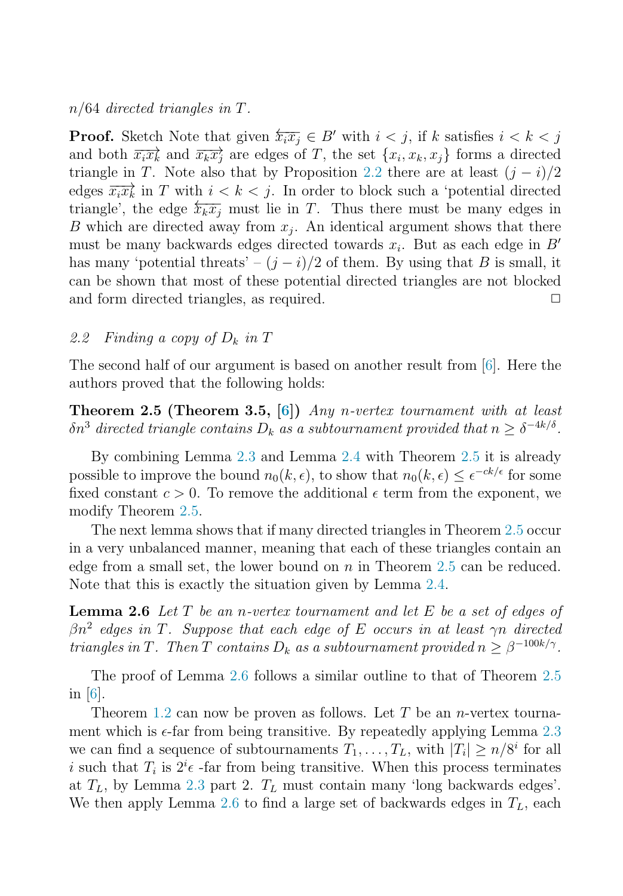*$n/64$ directed triangles in $T$.*

**Proof.** Sketch Note that given $\overleftarrow{x_i x_j} \in B'$ with $i < j$, if $k$ satisfies $i < k < j$ and both $\overrightarrow{x_i x_k}$ and $\overrightarrow{x_k x_j}$ are edges of $T$, the set $\{x_i, x_k, x_j\}$ forms a directed triangle in $T$. Note also that by Proposition 2.2 there are at least $(j-i)/2$ edges $\overrightarrow{x_i x_k}$ in $T$ with $i < k < j$. In order to block such a 'potential directed triangle', the edge $\overleftarrow{x_k x_j}$ must lie in $T$. Thus there must be many edges in $B$ which are directed away from $x_j$. An identical argument shows that there must be many backwards edges directed towards $x_i$. But as each edge in $B'$ has many 'potential threats' – $(j-i)/2$ of them. By using that $B$ is small, it can be shown that most of these potential directed triangles are not blocked and form directed triangles, as required. □

### 2.2 Finding a copy of $D_k$ in $T$

The second half of our argument is based on another result from [6]. Here the authors proved that the following holds:

**Theorem 2.5 (Theorem 3.5, [6])** *Any $n$-vertex tournament with at least $\delta n^3$ directed triangle contains $D_k$ as a subtournament provided that $n \geq \delta^{-4k/\delta}$.*

By combining Lemma 2.3 and Lemma 2.4 with Theorem 2.5 it is already possible to improve the bound $n_0(k, \epsilon)$, to show that $n_0(k, \epsilon) \leq \epsilon^{-ck/\epsilon}$ for some fixed constant $c > 0$. To remove the additional $\epsilon$ term from the exponent, we modify Theorem 2.5.

The next lemma shows that if many directed triangles in Theorem 2.5 occur in a very unbalanced manner, meaning that each of these triangles contain an edge from a small set, the lower bound on $n$ in Theorem 2.5 can be reduced. Note that this is exactly the situation given by Lemma 2.4.

**Lemma 2.6** *Let $T$ be an $n$-vertex tournament and let $E$ be a set of edges of $\beta n^2$ edges in $T$. Suppose that each edge of $E$ occurs in at least $\gamma n$ directed triangles in $T$. Then $T$ contains $D_k$ as a subtournament provided $n \geq \beta^{-100k/\gamma}$.*

The proof of Lemma 2.6 follows a similar outline to that of Theorem 2.5 in [6].

Theorem 1.2 can now be proven as follows. Let $T$ be an $n$-vertex tournament which is $\epsilon$-far from being transitive. By repeatedly applying Lemma 2.3 we can find a sequence of subtournaments $T_1, \ldots, T_L$, with $|T_i| \geq n/8^i$ for all $i$ such that $T_i$ is $2^i\epsilon$ -far from being transitive. When this process terminates at $T_L$, by Lemma 2.3 part 2. $T_L$ must contain many 'long backwards edges'. We then apply Lemma 2.6 to find a large set of backwards edges in $T_L$, each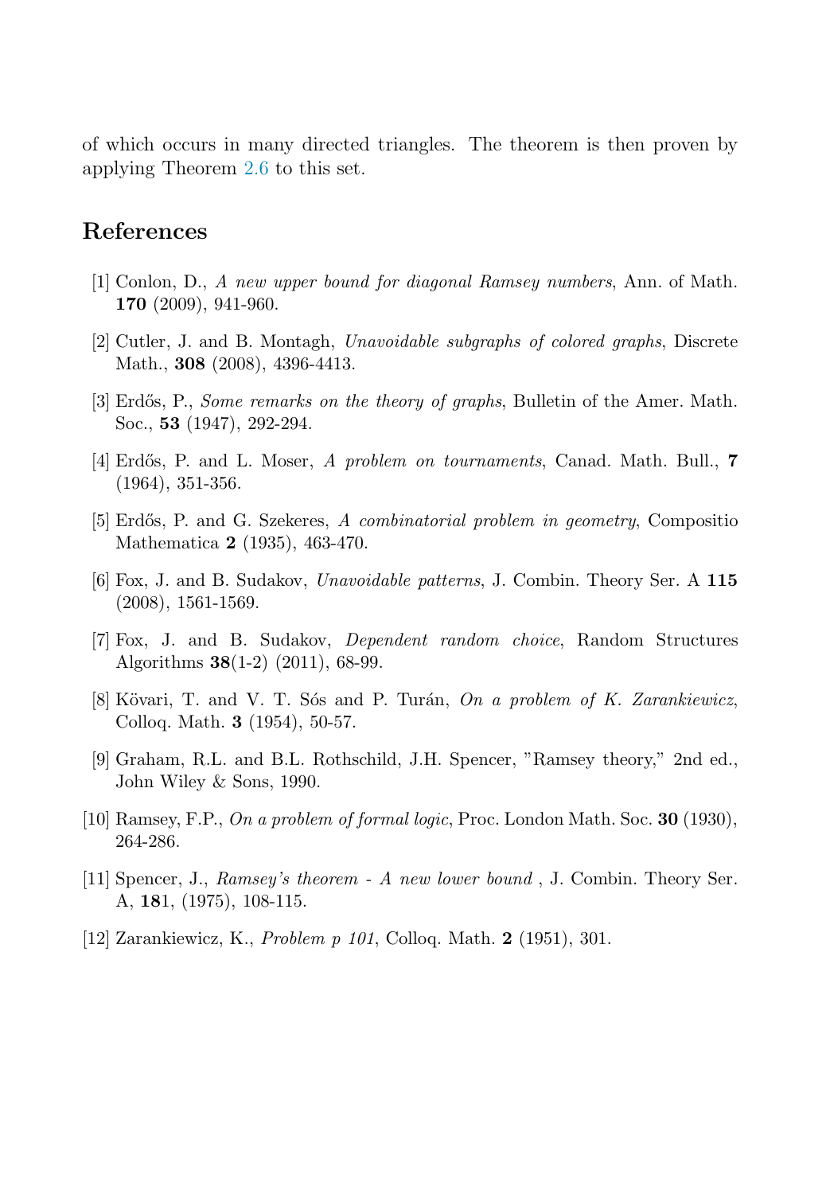of which occurs in many directed triangles. The theorem is then proven by applying Theorem 2.6 to this set.

## References

[1] Conlon, D., *A new upper bound for diagonal Ramsey numbers*, Ann. of Math. **170** (2009), 941-960.

[2] Cutler, J. and B. Montagh, *Unavoidable subgraphs of colored graphs*, Discrete Math., **308** (2008), 4396-4413.

[3] Erdős, P., *Some remarks on the theory of graphs*, Bulletin of the Amer. Math. Soc., **53** (1947), 292-294.

[4] Erdős, P. and L. Moser, *A problem on tournaments*, Canad. Math. Bull., **7** (1964), 351-356.

[5] Erdős, P. and G. Szekeres, *A combinatorial problem in geometry*, Compositio Mathematica **2** (1935), 463-470.

[6] Fox, J. and B. Sudakov, *Unavoidable patterns*, J. Combin. Theory Ser. A **115** (2008), 1561-1569.

[7] Fox, J. and B. Sudakov, *Dependent random choice*, Random Structures Algorithms **38**(1-2) (2011), 68-99.

[8] Kövari, T. and V. T. Sós and P. Turán, *On a problem of K. Zarankiewicz*, Colloq. Math. **3** (1954), 50-57.

[9] Graham, R.L. and B.L. Rothschild, J.H. Spencer, "Ramsey theory," 2nd ed., John Wiley & Sons, 1990.

[10] Ramsey, F.P., *On a problem of formal logic*, Proc. London Math. Soc. **30** (1930), 264-286.

[11] Spencer, J., *Ramsey's theorem - A new lower bound* , J. Combin. Theory Ser. A, **18**1, (1975), 108-115.

[12] Zarankiewicz, K., *Problem p 101*, Colloq. Math. **2** (1951), 301.